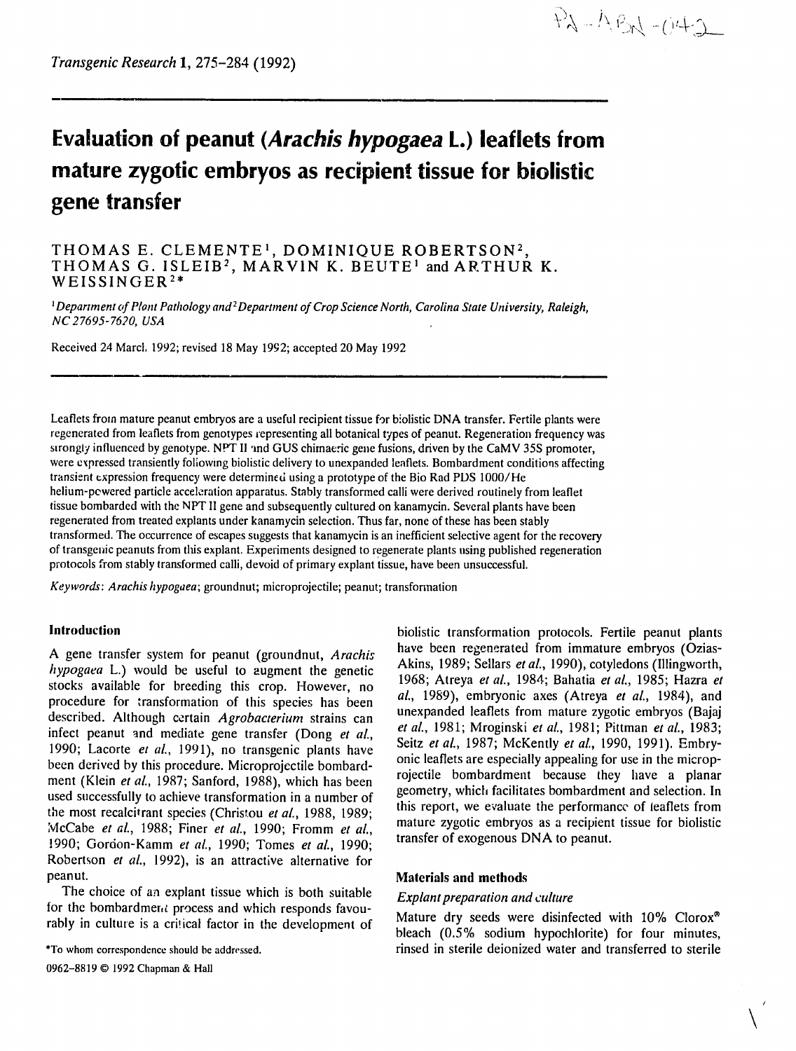# Evaluation of peanut (*Arachis hypogaea* L.) leaflets from mature zygotic embryos as recipient tissue for biolistic gene transfer

THOMAS E. CLEMENTE[1], DOMINIQUE ROBERTSON[2], THOMAS G. ISLEIB[2], MARVIN K. BEUTE[1] and ARTHUR K. WEISSINGER[2]*

[1]Department of Plant Pathology and [2]Department of Crop Science North, Carolina State University, Raleigh, NC 27695-7620, USA

Received 24 March 1992; revised 18 May 1992; accepted 20 May 1992

Leaflets from mature peanut embryos are a useful recipient tissue for biolistic DNA transfer. Fertile plants were regenerated from leaflets from genotypes representing all botanical types of peanut. Regeneration frequency was strongly influenced by genotype. NPT II and GUS chimaeric gene fusions, driven by the CaMV 35S promoter, were expressed transiently following biolistic delivery to unexpanded leaflets. Bombardment conditions affecting transient expression frequency were determined using a prototype of the Bio Rad PDS 1000/He helium-powered particle acceleration apparatus. Stably transformed calli were derived routinely from leaflet tissue bombarded with the NPT II gene and subsequently cultured on kanamycin. Several plants have been regenerated from treated explants under kanamycin selection. Thus far, none of these has been stably transformed. The occurrence of escapes suggests that kanamycin is an inefficient selective agent for the recovery of transgenic peanuts from this explant. Experiments designed to regenerate plants using published regeneration protocols from stably transformed calli, devoid of primary explant tissue, have been unsuccessful.

*Keywords*: *Arachis hypogaea*; groundnut; microprojectile; peanut; transformation

## Introduction

A gene transfer system for peanut (groundnut, *Arachis hypogaea* L.) would be useful to augment the genetic stocks available for breeding this crop. However, no procedure for transformation of this species has been described. Although certain *Agrobacterium* strains can infect peanut and mediate gene transfer (Dong *et al.*, 1990; Lacorte *et al.*, 1991), no transgenic plants have been derived by this procedure. Microprojectile bombardment (Klein *et al.*, 1987; Sanford, 1988), which has been used successfully to achieve transformation in a number of the most recalcitrant species (Christou *et al.*, 1988, 1989; McCabe *et al.*, 1988; Finer *et al.*, 1990; Fromm *et al.*, 1990; Gordon-Kamm *et al.*, 1990; Tomes *et al.*, 1990; Robertson *et al.*, 1992), is an attractive alternative for peanut.

The choice of an explant tissue which is both suitable for the bombardment process and which responds favourably in culture is a critical factor in the development of biolistic transformation protocols. Fertile peanut plants have been regenerated from immature embryos (Ozias-Akins, 1989; Sellars *et al.*, 1990), cotyledons (Illingworth, 1968; Atreya *et al.*, 1984; Bahatia *et al.*, 1985; Hazra *et al.*, 1989), embryonic axes (Atreya *et al.*, 1984), and unexpanded leaflets from mature zygotic embryos (Bajaj *et al.*, 1981; Mroginski *et al.*, 1981; Pittman *et al.*, 1983; Seitz *et al.*, 1987; McKently *et al.*, 1990, 1991). Embryonic leaflets are especially appealing for use in the microprojectile bombardment because they have a planar geometry, which facilitates bombardment and selection. In this report, we evaluate the performance of leaflets from mature zygotic embryos as a recipient tissue for biolistic transfer of exogenous DNA to peanut.

## Materials and methods

### Explant preparation and culture

Mature dry seeds were disinfected with 10% Clorox® bleach (0.5% sodium hypochlorite) for four minutes, rinsed in sterile deionized water and transferred to sterile

*To whom correspondence should be addressed.

0962-8819 © 1992 Chapman & Hall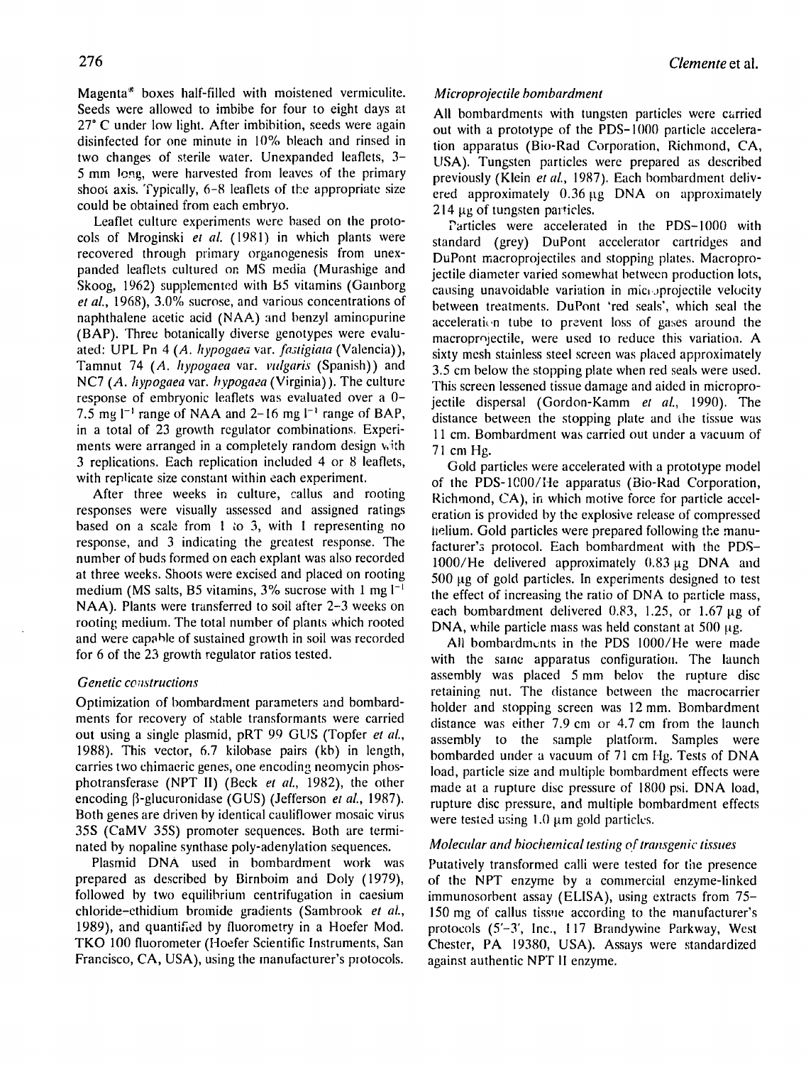Magenta® boxes half-filled with moistened vermiculite. Seeds were allowed to imbibe for four to eight days at 27° C under low light. After imbibition, seeds were again disinfected for one minute in 10% bleach and rinsed in two changes of sterile water. Unexpanded leaflets, 3–5 mm long, were harvested from leaves of the primary shoot axis. Typically, 6–8 leaflets of the appropriate size could be obtained from each embryo.

Leaflet culture experiments were based on the protocols of Mroginski *et al.* (1981) in which plants were recovered through primary organogenesis from unexpanded leaflets cultured on MS media (Murashige and Skoog, 1962) supplemented with B5 vitamins (Gamborg *et al.*, 1968), 3.0% sucrose, and various concentrations of naphthalene acetic acid (NAA) and benzyl aminopurine (BAP). Three botanically diverse genotypes were evaluated: UPL Pn 4 (*A. hypogaea* var. *fastigiata* (Valencia)), Tamnut 74 (*A. hypogaea* var. *vulgaris* (Spanish)) and NC7 (*A. hypogaea* var. *hypogaea* (Virginia)). The culture response of embryonic leaflets was evaluated over a 0–7.5 mg $l^{-1}$ range of NAA and 2–16 mg $l^{-1}$ range of BAP, in a total of 23 growth regulator combinations. Experiments were arranged in a completely random design with 3 replications. Each replication included 4 or 8 leaflets, with replicate size constant within each experiment.

After three weeks in culture, callus and rooting responses were visually assessed and assigned ratings based on a scale from 1 to 3, with 1 representing no response, and 3 indicating the greatest response. The number of buds formed on each explant was also recorded at three weeks. Shoots were excised and placed on rooting medium (MS salts, B5 vitamins, 3% sucrose with 1 mg $l^{-1}$ NAA). Plants were transferred to soil after 2–3 weeks on rooting medium. The total number of plants which rooted and were capable of sustained growth in soil was recorded for 6 of the 23 growth regulator ratios tested.

### *Genetic constructions*

Optimization of bombardment parameters and bombardments for recovery of stable transformants were carried out using a single plasmid, pRT 99 GUS (Topfer *et al.*, 1988). This vector, 6.7 kilobase pairs (kb) in length, carries two chimaeric genes, one encoding neomycin phosphotransferase (NPT II) (Beck *et al.*, 1982), the other encoding β-glucuronidase (GUS) (Jefferson *et al.*, 1987). Both genes are driven by identical cauliflower mosaic virus 35S (CaMV 35S) promoter sequences. Both are terminated by nopaline synthase poly-adenylation sequences.

Plasmid DNA used in bombardment work was prepared as described by Birnboim and Doly (1979), followed by two equilibrium centrifugation in caesium chloride-ethidium bromide gradients (Sambrook *et al.*, 1989), and quantified by fluorometry in a Hoefer Mod. TKO 100 fluorometer (Hoefer Scientific Instruments, San Francisco, CA, USA), using the manufacturer's protocols.

### *Microprojectile bombardment*

All bombardments with tungsten particles were carried out with a prototype of the PDS-1000 particle acceleration apparatus (Bio-Rad Corporation, Richmond, CA, USA). Tungsten particles were prepared as described previously (Klein *et al.*, 1987). Each bombardment delivered approximately 0.36 μg DNA on approximately 214 μg of tungsten particles.

Particles were accelerated in the PDS-1000 with standard (grey) DuPont accelerator cartridges and DuPont macroprojectiles and stopping plates. Macroprojectile diameter varied somewhat between production lots, causing unavoidable variation in microprojectile velocity between treatments. DuPont 'red seals', which seal the acceleration tube to prevent loss of gases around the macroprojectile, were used to reduce this variation. A sixty mesh stainless steel screen was placed approximately 3.5 cm below the stopping plate when red seals were used. This screen lessened tissue damage and aided in microprojectile dispersal (Gordon-Kamm *et al.*, 1990). The distance between the stopping plate and the tissue was 11 cm. Bombardment was carried out under a vacuum of 71 cm Hg.

Gold particles were accelerated with a prototype model of the PDS-1000/He apparatus (Bio-Rad Corporation, Richmond, CA), in which motive force for particle acceleration is provided by the explosive release of compressed helium. Gold particles were prepared following the manufacturer's protocol. Each bombardment with the PDS-1000/He delivered approximately 0.83 μg DNA and 500 μg of gold particles. In experiments designed to test the effect of increasing the ratio of DNA to particle mass, each bombardment delivered 0.83, 1.25, or 1.67 μg of DNA, while particle mass was held constant at 500 μg.

All bombardments in the PDS 1000/He were made with the same apparatus configuration. The launch assembly was placed 5 mm below the rupture disc retaining nut. The distance between the macrocarrier holder and stopping screen was 12 mm. Bombardment distance was either 7.9 cm or 4.7 cm from the launch assembly to the sample platform. Samples were bombarded under a vacuum of 71 cm Hg. Tests of DNA load, particle size and multiple bombardment effects were made at a rupture disc pressure of 1800 psi. DNA load, rupture disc pressure, and multiple bombardment effects were tested using 1.0 μm gold particles.

### *Molecular and biochemical testing of transgenic tissues*

Putatively transformed calli were tested for the presence of the NPT enzyme by a commercial enzyme-linked immunosorbent assay (ELISA), using extracts from 75–150 mg of callus tissue according to the manufacturer's protocols (5'–3', Inc., 117 Brandywine Parkway, West Chester, PA 19380, USA). Assays were standardized against authentic NPT II enzyme.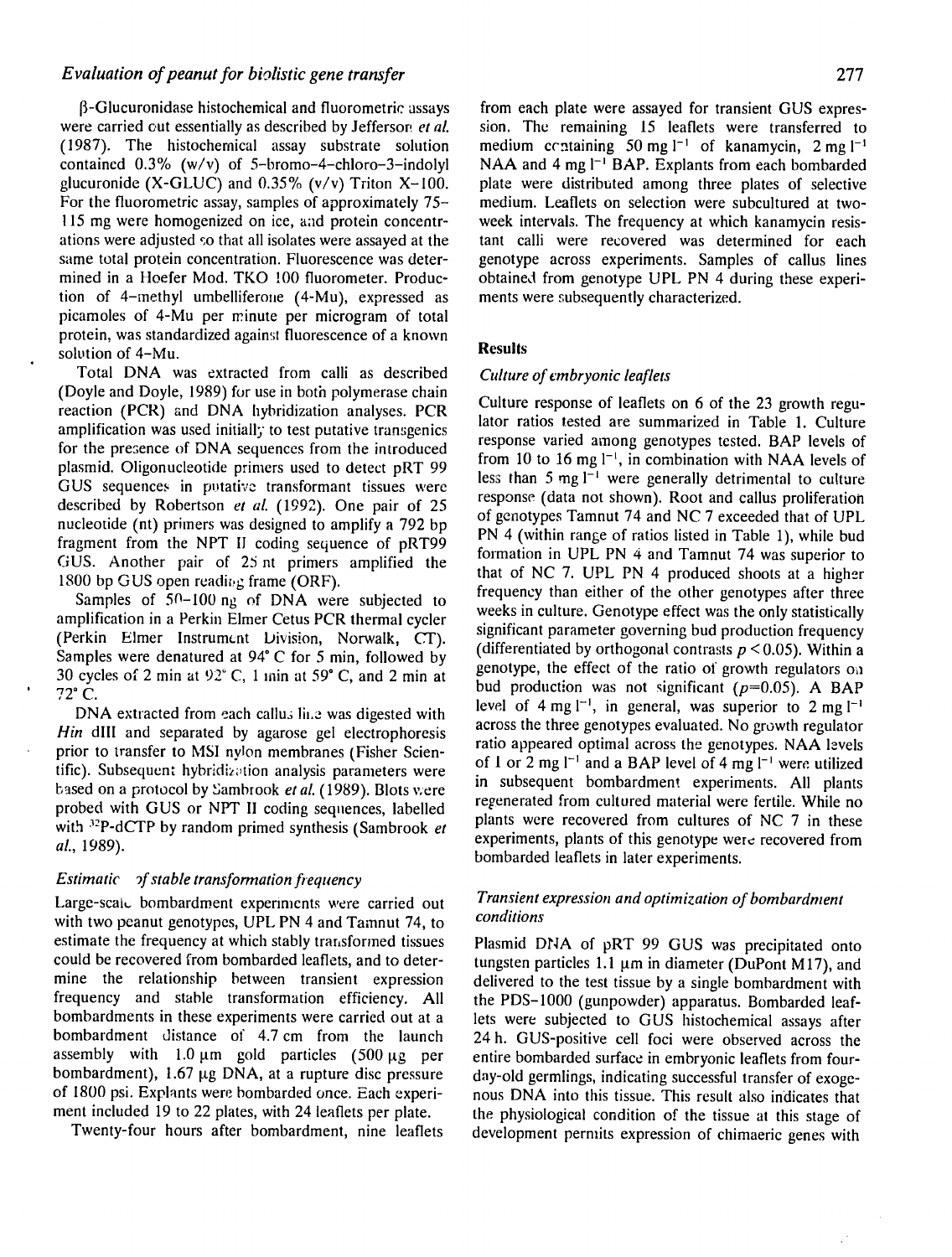β-Glucuronidase histochemical and fluorometric assays were carried out essentially as described by Jefferson *et al.* (1987). The histochemical assay substrate solution contained 0.3% (w/v) of 5-bromo-4-chloro-3-indolyl glucuronide (X-GLUC) and 0.35% (v/v) Triton X-100. For the fluorometric assay, samples of approximately 75–115 mg were homogenized on ice, and protein concentrations were adjusted so that all isolates were assayed at the same total protein concentration. Fluorescence was determined in a Hoefer Mod. TKO 100 fluorometer. Production of 4-methyl umbelliferone (4-Mu), expressed as picamoles of 4-Mu per minute per microgram of total protein, was standardized against fluorescence of a known solution of 4-Mu.

Total DNA was extracted from calli as described (Doyle and Doyle, 1989) for use in both polymerase chain reaction (PCR) and DNA hybridization analyses. PCR amplification was used initially to test putative transgenics for the presence of DNA sequences from the introduced plasmid. Oligonucleotide primers used to detect pRT 99 GUS sequences in putative transformant tissues were described by Robertson *et al.* (1992). One pair of 25 nucleotide (nt) primers was designed to amplify a 792 bp fragment from the NPT II coding sequence of pRT99 GUS. Another pair of 25 nt primers amplified the 1800 bp GUS open reading frame (ORF).

Samples of 50–100 ng of DNA were subjected to amplification in a Perkin Elmer Cetus PCR thermal cycler (Perkin Elmer Instrument Division, Norwalk, CT). Samples were denatured at 94° C for 5 min, followed by 30 cycles of 2 min at 92° C, 1 min at 59° C, and 2 min at 72° C.

DNA extracted from each callus line was digested with *Hin* dIII and separated by agarose gel electrophoresis prior to transfer to MSI nylon membranes (Fisher Scientific). Subsequent hybridization analysis parameters were based on a protocol by Sambrook *et al.* (1989). Blots were probed with GUS or NPT II coding sequences, labelled with $^{32}$P-dCTP by random primed synthesis (Sambrook *et al.*, 1989).

### *Estimation of stable transformation frequency*

Large-scale bombardment experiments were carried out with two peanut genotypes, UPL PN 4 and Tamnut 74, to estimate the frequency at which stably transformed tissues could be recovered from bombarded leaflets, and to determine the relationship between transient expression frequency and stable transformation efficiency. All bombardments in these experiments were carried out at a bombardment distance of 4.7 cm from the launch assembly with 1.0 μm gold particles (500 μg per bombardment), 1.67 μg DNA, at a rupture disc pressure of 1800 psi. Explants were bombarded once. Each experiment included 19 to 22 plates, with 24 leaflets per plate.

Twenty-four hours after bombardment, nine leaflets from each plate were assayed for transient GUS expression. The remaining 15 leaflets were transferred to medium containing 50 mg l$^{-1}$ of kanamycin, 2 mg l$^{-1}$ NAA and 4 mg l$^{-1}$ BAP. Explants from each bombarded plate were distributed among three plates of selective medium. Leaflets on selection were subcultured at two-week intervals. The frequency at which kanamycin resistant calli were recovered was determined for each genotype across experiments. Samples of callus lines obtained from genotype UPL PN 4 during these experiments were subsequently characterized.

## Results

### *Culture of embryonic leaflets*

Culture response of leaflets on 6 of the 23 growth regulator ratios tested are summarized in Table 1. Culture response varied among genotypes tested. BAP levels of from 10 to 16 mg l$^{-1}$, in combination with NAA levels of less than 5 mg l$^{-1}$ were generally detrimental to culture response (data not shown). Root and callus proliferation of genotypes Tamnut 74 and NC 7 exceeded that of UPL PN 4 (within range of ratios listed in Table 1), while bud formation in UPL PN 4 and Tamnut 74 was superior to that of NC 7. UPL PN 4 produced shoots at a higher frequency than either of the other genotypes after three weeks in culture. Genotype effect was the only statistically significant parameter governing bud production frequency (differentiated by orthogonal contrasts $p < 0.05$). Within a genotype, the effect of the ratio of growth regulators on bud production was not significant ($p$=0.05). A BAP level of 4 mg l$^{-1}$, in general, was superior to 2 mg l$^{-1}$ across the three genotypes evaluated. No growth regulator ratio appeared optimal across the genotypes. NAA levels of 1 or 2 mg l$^{-1}$ and a BAP level of 4 mg l$^{-1}$ were utilized in subsequent bombardment experiments. All plants regenerated from cultured material were fertile. While no plants were recovered from cultures of NC 7 in these experiments, plants of this genotype were recovered from bombarded leaflets in later experiments.

### *Transient expression and optimization of bombardment conditions*

Plasmid DNA of pRT 99 GUS was precipitated onto tungsten particles 1.1 μm in diameter (DuPont M17), and delivered to the test tissue by a single bombardment with the PDS-1000 (gunpowder) apparatus. Bombarded leaflets were subjected to GUS histochemical assays after 24 h. GUS-positive cell foci were observed across the entire bombarded surface in embryonic leaflets from four-day-old germlings, indicating successful transfer of exogenous DNA into this tissue. This result also indicates that the physiological condition of the tissue at this stage of development permits expression of chimaeric genes with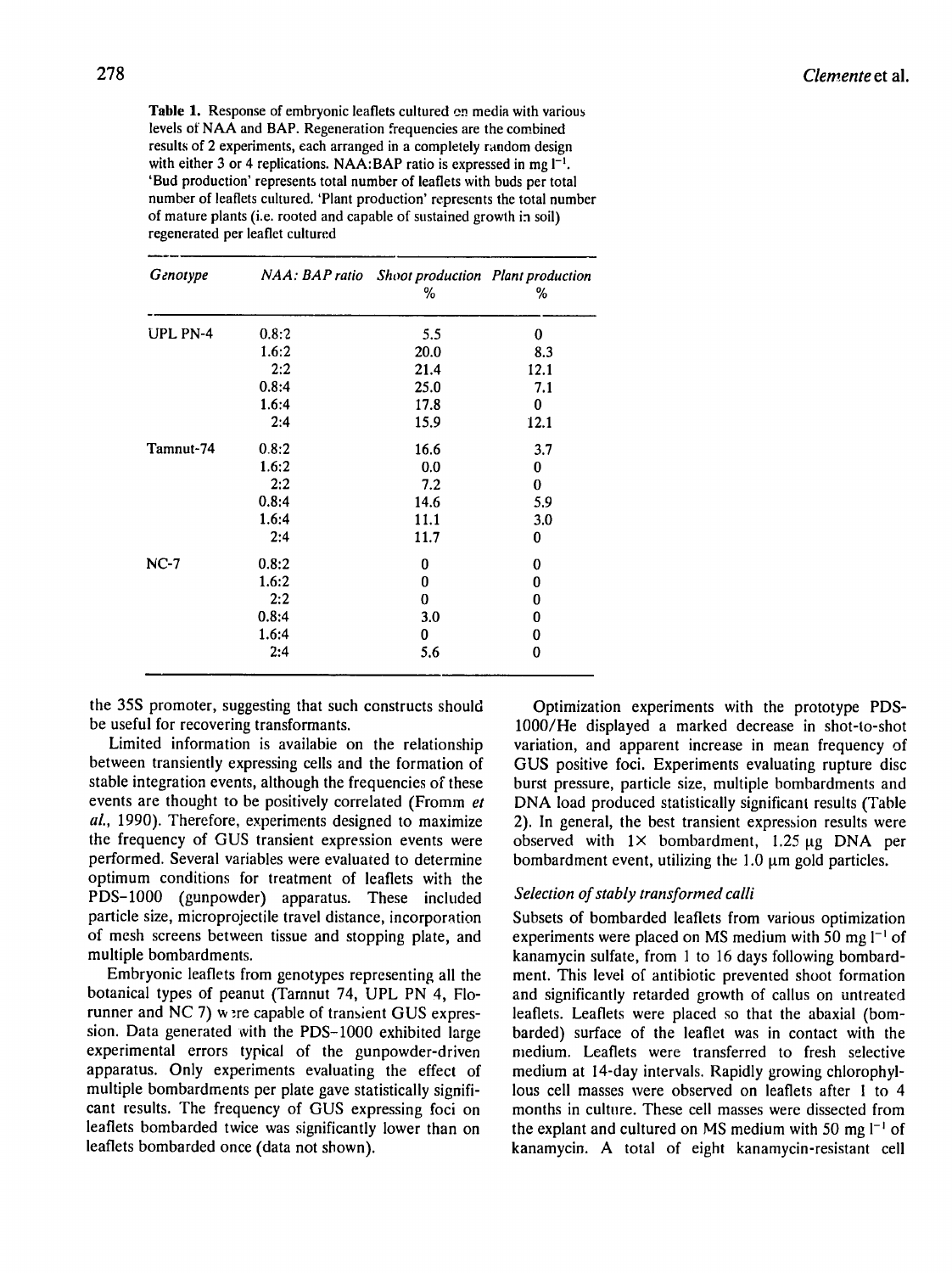**Table 1.** Response of embryonic leaflets cultured on media with various levels of NAA and BAP. Regeneration frequencies are the combined results of 2 experiments, each arranged in a completely random design with either 3 or 4 replications. NAA:BAP ratio is expressed in mg $l^{-1}$. 'Bud production' represents total number of leaflets with buds per total number of leaflets cultured. 'Plant production' represents the total number of mature plants (i.e. rooted and capable of sustained growth in soil) regenerated per leaflet cultured

| *Genotype* | *NAA: BAP ratio* | *Shoot production* % | *Plant production* % |
|---|---|---|---|
| UPL PN-4 | 0.8:2 | 5.5 | 0 |
| | 1.6:2 | 20.0 | 8.3 |
| | 2:2 | 21.4 | 12.1 |
| | 0.8:4 | 25.0 | 7.1 |
| | 1.6:4 | 17.8 | 0 |
| | 2:4 | 15.9 | 12.1 |
| Tamnut-74 | 0.8:2 | 16.6 | 3.7 |
| | 1.6:2 | 0.0 | 0 |
| | 2:2 | 7.2 | 0 |
| | 0.8:4 | 14.6 | 5.9 |
| | 1.6:4 | 11.1 | 3.0 |
| | 2:4 | 11.7 | 0 |
| NC-7 | 0.8:2 | 0 | 0 |
| | 1.6:2 | 0 | 0 |
| | 2:2 | 0 | 0 |
| | 0.8:4 | 3.0 | 0 |
| | 1.6:4 | 0 | 0 |
| | 2:4 | 5.6 | 0 |

the 35S promoter, suggesting that such constructs should be useful for recovering transformants.

Limited information is available on the relationship between transiently expressing cells and the formation of stable integration events, although the frequencies of these events are thought to be positively correlated (Fromm *et al.*, 1990). Therefore, experiments designed to maximize the frequency of GUS transient expression events were performed. Several variables were evaluated to determine optimum conditions for treatment of leaflets with the PDS-1000 (gunpowder) apparatus. These included particle size, microprojectile travel distance, incorporation of mesh screens between tissue and stopping plate, and multiple bombardments.

Embryonic leaflets from genotypes representing all the botanical types of peanut (Tamnut 74, UPL PN 4, Florunner and NC 7) were capable of transient GUS expression. Data generated with the PDS-1000 exhibited large experimental errors typical of the gunpowder-driven apparatus. Only experiments evaluating the effect of multiple bombardments per plate gave statistically significant results. The frequency of GUS expressing foci on leaflets bombarded twice was significantly lower than on leaflets bombarded once (data not shown).

Optimization experiments with the prototype PDS-1000/He displayed a marked decrease in shot-to-shot variation, and apparent increase in mean frequency of GUS positive foci. Experiments evaluating rupture disc burst pressure, particle size, multiple bombardments and DNA load produced statistically significant results (Table 2). In general, the best transient expression results were observed with 1× bombardment, 1.25 μg DNA per bombardment event, utilizing the 1.0 μm gold particles.

### *Selection of stably transformed calli*

Subsets of bombarded leaflets from various optimization experiments were placed on MS medium with 50 mg $l^{-1}$ of kanamycin sulfate, from 1 to 16 days following bombardment. This level of antibiotic prevented shoot formation and significantly retarded growth of callus on untreated leaflets. Leaflets were placed so that the abaxial (bombarded) surface of the leaflet was in contact with the medium. Leaflets were transferred to fresh selective medium at 14-day intervals. Rapidly growing chlorophyllous cell masses were observed on leaflets after 1 to 4 months in culture. These cell masses were dissected from the explant and cultured on MS medium with 50 mg $l^{-1}$ of kanamycin. A total of eight kanamycin-resistant cell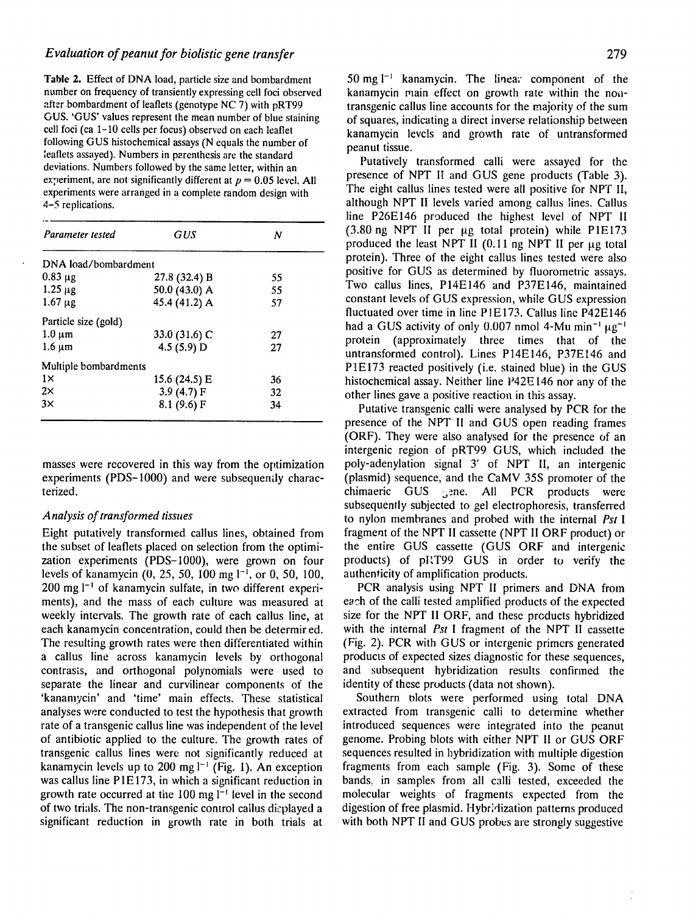**Table 2.** Effect of DNA load, particle size and bombardment number on frequency of transiently expressing cell foci observed after bombardment of leaflets (genotype NC 7) with pRT99 GUS. 'GUS' values represent the mean number of blue staining cell foci (ca 1–10 cells per focus) observed on each leaflet following GUS histochemical assays (N equals the number of leaflets assayed). Numbers in parenthesis are the standard deviations. Numbers followed by the same letter, within an experiment, are not significantly different at $p = 0.05$ level. All experiments were arranged in a complete random design with 4–5 replications.

| *Parameter tested* | *GUS* | *N* |
|---|---|---|
| DNA load/bombardment | | |
| 0.83 μg | 27.8 (32.4) B | 55 |
| 1.25 μg | 50.0 (43.0) A | 55 |
| 1.67 μg | 45.4 (41.2) A | 57 |
| Particle size (gold) | | |
| 1.0 μm | 33.0 (31.6) C | 27 |
| 1.6 μm | 4.5 (5.9) D | 27 |
| Multiple bombardments | | |
| 1× | 15.6 (24.5) E | 36 |
| 2× | 3.9 (4.7) F | 32 |
| 3× | 8.1 (9.6) F | 34 |

masses were recovered in this way from the optimization experiments (PDS–1000) and were subsequently characterized.

### *Analysis of transformed tissues*

Eight putatively transformed callus lines, obtained from the subset of leaflets placed on selection from the optimization experiments (PDS–1000), were grown on four levels of kanamycin (0, 25, 50, 100 mg $l^{-1}$, or 0, 50, 100, 200 mg $l^{-1}$ of kanamycin sulfate, in two different experiments), and the mass of each culture was measured at weekly intervals. The growth rate of each callus line, at each kanamycin concentration, could then be determined. The resulting growth rates were then differentiated within a callus line across kanamycin levels by orthogonal contrasts, and orthogonal polynomials were used to separate the linear and curvilinear components of the 'kanamycin' and 'time' main effects. These statistical analyses were conducted to test the hypothesis that growth rate of a transgenic callus line was independent of the level of antibiotic applied to the culture. The growth rates of transgenic callus lines were not significantly reduced at kanamycin levels up to 200 mg $l^{-1}$ (Fig. 1). An exception was callus line P1E173, in which a significant reduction in growth rate occurred at the 100 mg $l^{-1}$ level in the second of two trials. The non-transgenic control callus displayed a significant reduction in growth rate in both trials at 50 mg $l^{-1}$ kanamycin. The linear component of the kanamycin main effect on growth rate within the non-transgenic callus line accounts for the majority of the sum of squares, indicating a direct inverse relationship between kanamycin levels and growth rate of untransformed peanut tissue.

Putatively transformed calli were assayed for the presence of NPT II and GUS gene products (Table 3). The eight callus lines tested were all positive for NPT II, although NPT II levels varied among callus lines. Callus line P26E146 produced the highest level of NPT II (3.80 ng NPT II per μg total protein) while P1E173 produced the least NPT II (0.11 ng NPT II per μg total protein). Three of the eight callus lines tested were also positive for GUS as determined by fluorometric assays. Two callus lines, P14E146 and P37E146, maintained constant levels of GUS expression, while GUS expression fluctuated over time in line P1E173. Callus line P42E146 had a GUS activity of only 0.007 nmol 4-Mu $min^{-1}$ $\mu g^{-1}$ protein (approximately three times that of the untransformed control). Lines P14E146, P37E146 and P1E173 reacted positively (i.e. stained blue) in the GUS histochemical assay. Neither line P42E146 nor any of the other lines gave a positive reaction in this assay.

Putative transgenic calli were analysed by PCR for the presence of the NPT II and GUS open reading frames (ORF). They were also analysed for the presence of an intergenic region of pRT99 GUS, which included the poly-adenylation signal 3′ of NPT II, an intergenic (plasmid) sequence, and the CaMV 35S promoter of the chimaeric GUS gene. All PCR products were subsequently subjected to gel electrophoresis, transferred to nylon membranes and probed with the internal *Pst* I fragment of the NPT II cassette (NPT II ORF product) or the entire GUS cassette (GUS ORF and intergenic products) of pRT99 GUS in order to verify the authenticity of amplification products.

PCR analysis using NPT II primers and DNA from each of the calli tested amplified products of the expected size for the NPT II ORF, and these products hybridized with the internal *Pst* I fragment of the NPT II cassette (Fig. 2). PCR with GUS or intergenic primers generated products of expected sizes diagnostic for these sequences, and subsequent hybridization results confirmed the identity of these products (data not shown).

Southern blots were performed using total DNA extracted from transgenic calli to determine whether introduced sequences were integrated into the peanut genome. Probing blots with either NPT II or GUS ORF sequences resulted in hybridization with multiple digestion fragments from each sample (Fig. 3). Some of these bands, in samples from all calli tested, exceeded the molecular weights of fragments expected from the digestion of free plasmid. Hybridization patterns produced with both NPT II and GUS probes are strongly suggestive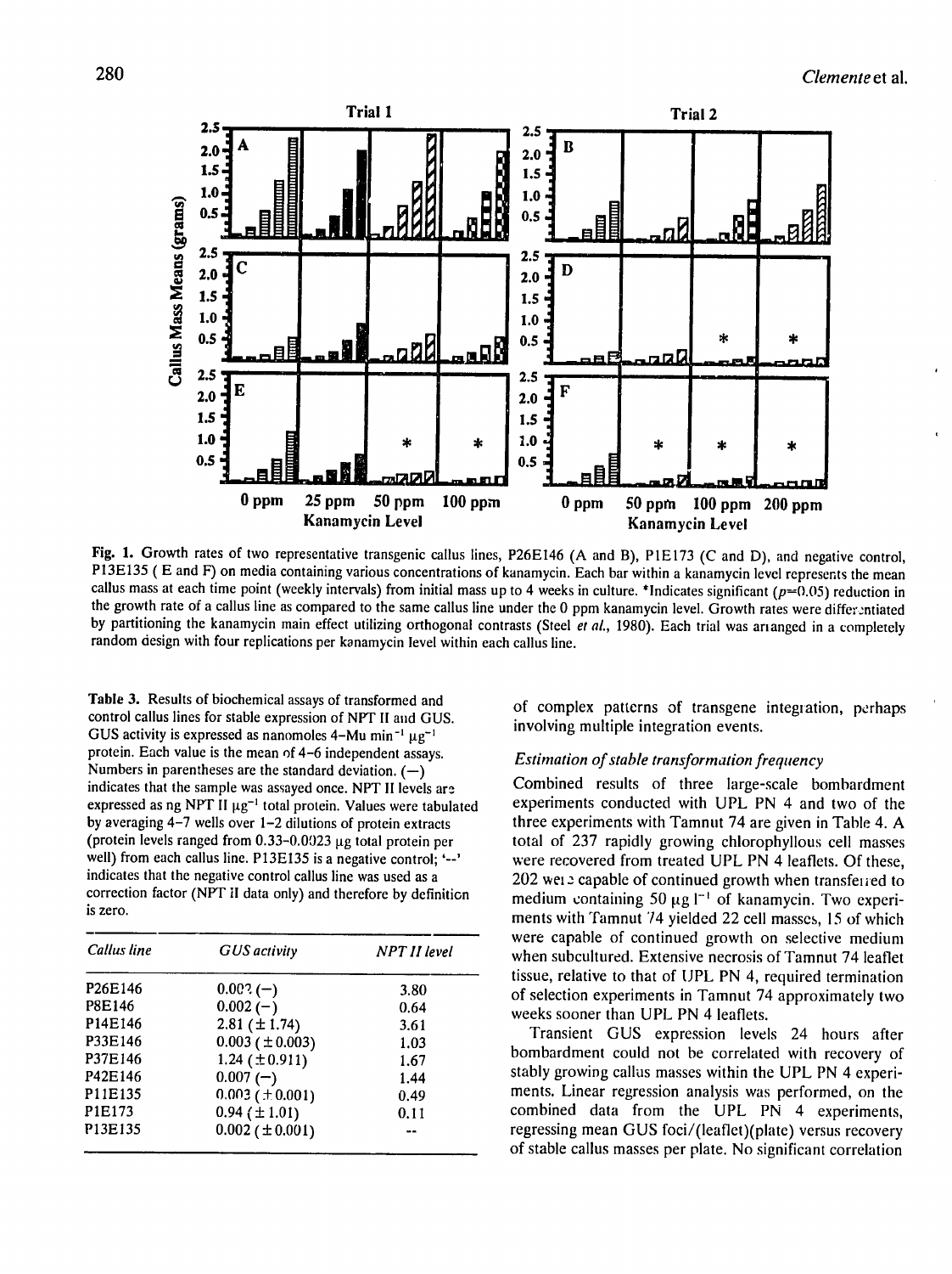**Fig. 1.** Growth rates of two representative transgenic callus lines, P26E146 (A and B), P1E173 (C and D), and negative control, P13E135 ( E and F) on media containing various concentrations of kanamycin. Each bar within a kanamycin level represents the mean callus mass at each time point (weekly intervals) from initial mass up to 4 weeks in culture. *Indicates significant ($p$=0.05) reduction in the growth rate of a callus line as compared to the same callus line under the 0 ppm kanamycin level. Growth rates were differentiated by partitioning the kanamycin main effect utilizing orthogonal contrasts (Steel *et al.*, 1980). Each trial was arranged in a completely random design with four replications per kanamycin level within each callus line.

**Table 3.** Results of biochemical assays of transformed and control callus lines for stable expression of NPT II and GUS. GUS activity is expressed as nanomoles 4-Mu min$^{-1}$ μg$^{-1}$ protein. Each value is the mean of 4–6 independent assays. Numbers in parentheses are the standard deviation. (—) indicates that the sample was assayed once. NPT II levels are expressed as ng NPT II μg$^{-1}$ total protein. Values were tabulated by averaging 4–7 wells over 1–2 dilutions of protein extracts (protein levels ranged from 0.33–0.0023 μg total protein per well) from each callus line. P13E135 is a negative control; '--' indicates that the negative control callus line was used as a correction factor (NPT II data only) and therefore by definition is zero.

| *Callus line* | *GUS activity* | *NPT II level* |
|---|---|---|
| P26E146 | 0.002 (—) | 3.80 |
| P8E146 | 0.002 (—) | 0.64 |
| P14E146 | 2.81 (± 1.74) | 3.61 |
| P33E146 | 0.003 (± 0.003) | 1.03 |
| P37E146 | 1.24 (± 0.911) | 1.67 |
| P42E146 | 0.007 (—) | 1.44 |
| P11E135 | 0.003 (± 0.001) | 0.49 |
| P1E173 | 0.94 (± 1.01) | 0.11 |
| P13E135 | 0.002 (± 0.001) | -- |

of complex patterns of transgene integration, perhaps involving multiple integration events.

### *Estimation of stable transformation frequency*

Combined results of three large-scale bombardment experiments conducted with UPL PN 4 and two of the three experiments with Tamnut 74 are given in Table 4. A total of 237 rapidly growing chlorophyllous cell masses were recovered from treated UPL PN 4 leaflets. Of these, 202 were capable of continued growth when transferred to medium containing 50 μg l$^{-1}$ of kanamycin. Two experiments with Tamnut 74 yielded 22 cell masses, 15 of which were capable of continued growth on selective medium when subcultured. Extensive necrosis of Tamnut 74 leaflet tissue, relative to that of UPL PN 4, required termination of selection experiments in Tamnut 74 approximately two weeks sooner than UPL PN 4 leaflets.

Transient GUS expression levels 24 hours after bombardment could not be correlated with recovery of stably growing callus masses within the UPL PN 4 experiments. Linear regression analysis was performed, on the combined data from the UPL PN 4 experiments, regressing mean GUS foci/(leaflet)(plate) versus recovery of stable callus masses per plate. No significant correlation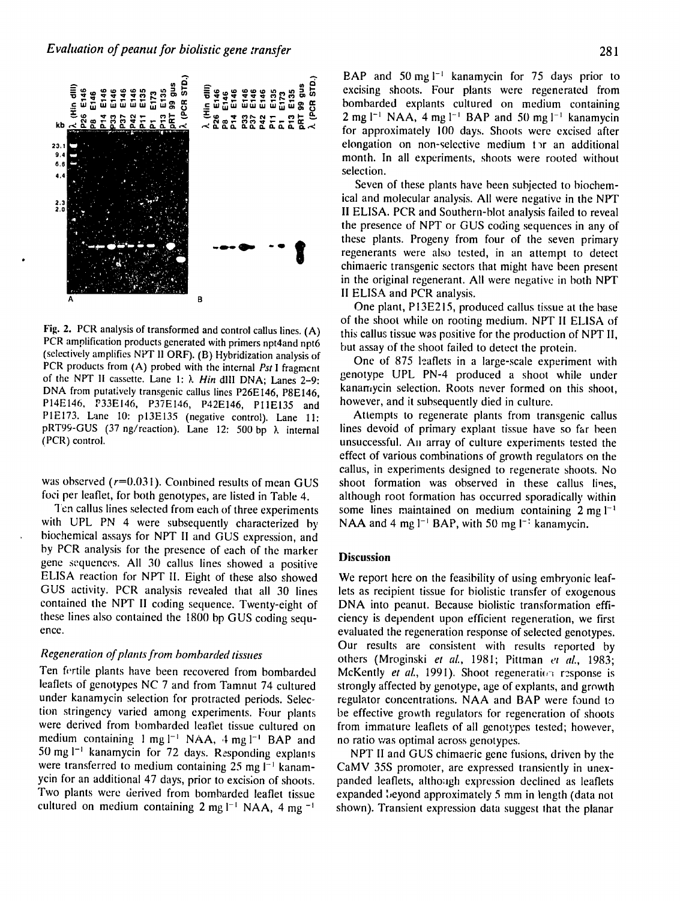Fig. 2. PCR analysis of transformed and control callus lines. (A) PCR amplification products generated with primers npt4and npt6 (selectively amplifies NPT II ORF). (B) Hybridization analysis of PCR products from (A) probed with the internal *Pst* I fragment of the NPT II cassette. Lane 1: λ *Hin* dIII DNA; Lanes 2–9: DNA from putatively transgenic callus lines P26E146, P8E146, P14E146, P33E146, P37E146, P42E146, P11E135 and P1E173. Lane 10: p13E135 (negative control). Lane 11: pRT99-GUS (37 ng/reaction). Lane 12: 500 bp λ internal (PCR) control.

was observed ($r$=0.031). Combined results of mean GUS foci per leaflet, for both genotypes, are listed in Table 4.

Ten callus lines selected from each of three experiments with UPL PN 4 were subsequently characterized by biochemical assays for NPT II and GUS expression, and by PCR analysis for the presence of each of the marker gene sequences. All 30 callus lines showed a positive ELISA reaction for NPT II. Eight of these also showed GUS activity. PCR analysis revealed that all 30 lines contained the NPT II coding sequence. Twenty-eight of these lines also contained the 1800 bp GUS coding sequence.

### *Regeneration of plants from bombarded tissues*

Ten fertile plants have been recovered from bombarded leaflets of genotypes NC 7 and from Tamnut 74 cultured under kanamycin selection for protracted periods. Selection stringency varied among experiments. Four plants were derived from bombarded leaflet tissue cultured on medium containing 1 mg $l^{-1}$ NAA, 4 mg $l^{-1}$ BAP and 50 mg $l^{-1}$ kanamycin for 72 days. Responding explants were transferred to medium containing 25 mg $l^{-1}$ kanamycin for an additional 47 days, prior to excision of shoots. Two plants were derived from bombarded leaflet tissue cultured on medium containing 2 mg $l^{-1}$ NAA, 4 mg $^{-1}$ BAP and 50 mg $l^{-1}$ kanamycin for 75 days prior to excising shoots. Four plants were regenerated from bombarded explants cultured on medium containing 2 mg $l^{-1}$ NAA, 4 mg $l^{-1}$ BAP and 50 mg $l^{-1}$ kanamycin for approximately 100 days. Shoots were excised after elongation on non-selective medium for an additional month. In all experiments, shoots were rooted without selection.

Seven of these plants have been subjected to biochemical and molecular analysis. All were negative in the NPT II ELISA. PCR and Southern-blot analysis failed to reveal the presence of NPT or GUS coding sequences in any of these plants. Progeny from four of the seven primary regenerants were also tested, in an attempt to detect chimaeric transgenic sectors that might have been present in the original regenerant. All were negative in both NPT II ELISA and PCR analysis.

One plant, P13E215, produced callus tissue at the base of the shoot while on rooting medium. NPT II ELISA of this callus tissue was positive for the production of NPT II, but assay of the shoot failed to detect the protein.

One of 875 leaflets in a large-scale experiment with genotype UPL PN-4 produced a shoot while under kanamycin selection. Roots never formed on this shoot, however, and it subsequently died in culture.

Attempts to regenerate plants from transgenic callus lines devoid of primary explant tissue have so far been unsuccessful. An array of culture experiments tested the effect of various combinations of growth regulators on the callus, in experiments designed to regenerate shoots. No shoot formation was observed in these callus lines, although root formation has occurred sporadically within some lines maintained on medium containing 2 mg $l^{-1}$ NAA and 4 mg $l^{-1}$ BAP, with 50 mg $l^{-1}$ kanamycin.

## Discussion

We report here on the feasibility of using embryonic leaflets as recipient tissue for biolistic transfer of exogenous DNA into peanut. Because biolistic transformation efficiency is dependent upon efficient regeneration, we first evaluated the regeneration response of selected genotypes. Our results are consistent with results reported by others (Mroginski *et al.*, 1981; Pittman *et al.*, 1983; McKently *et al.*, 1991). Shoot regeneration response is strongly affected by genotype, age of explants, and growth regulator concentrations. NAA and BAP were found to be effective growth regulators for regeneration of shoots from immature leaflets of all genotypes tested; however, no ratio was optimal across genotypes.

NPT II and GUS chimaeric gene fusions, driven by the CaMV 35S promoter, are expressed transiently in unexpanded leaflets, although expression declined as leaflets expanded beyond approximately 5 mm in length (data not shown). Transient expression data suggest that the planar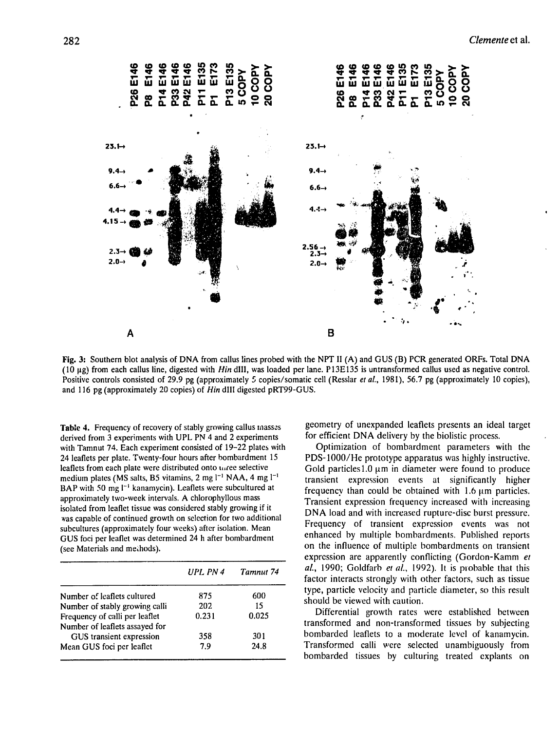Fig. 3: Southern blot analysis of DNA from callus lines probed with the NPT II (A) and GUS (B) PCR generated ORFs. Total DNA (10 μg) from each callus line, digested with *Hin* dIII, was loaded per lane. P13E135 is untransformed callus used as negative control. Positive controls consisted of 29.9 pg (approximately 5 copies/somatic cell (Resslar *et al.*, 1981), 56.7 pg (approximately 10 copies), and 116 pg (approximately 20 copies) of *Hin* dIII digested pRT99-GUS.

**Table 4.** Frequency of recovery of stably growing callus masses derived from 3 experiments with UPL PN 4 and 2 experiments with Tamnut 74. Each experiment consisted of 19–22 plates with 24 leaflets per plate. Twenty-four hours after bombardment 15 leaflets from each plate were distributed onto three selective medium plates (MS salts, B5 vitamins, 2 mg $l^{-1}$ NAA, 4 mg $l^{-1}$ BAP with 50 mg $l^{-1}$ kanamycin). Leaflets were subcultured at approximately two-week intervals. A chlorophyllous mass isolated from leaflet tissue was considered stably growing if it was capable of continued growth on selection for two additional subcultures (approximately four weeks) after isolation. Mean GUS foci per leaflet was determined 24 h after bombardment (see Materials and methods).

| | *UPL PN 4* | *Tamnut 74* |
|---|---|---|
| Number of leaflets cultured | 875 | 600 |
| Number of stably growing calli | 202 | 15 |
| Frequency of calli per leaflet | 0.231 | 0.025 |
| Number of leaflets assayed for GUS transient expression | 358 | 301 |
| Mean GUS foci per leaflet | 7.9 | 24.8 |

geometry of unexpanded leaflets presents an ideal target for efficient DNA delivery by the biolistic process.

Optimization of bombardment parameters with the PDS-1000/He prototype apparatus was highly instructive. Gold particles 1.0 μm in diameter were found to produce transient expression events at significantly higher frequency than could be obtained with 1.6 μm particles. Transient expression frequency increased with increasing DNA load and with increased rupture-disc burst pressure. Frequency of transient expression events was not enhanced by multiple bombardments. Published reports on the influence of multiple bombardments on transient expression are apparently conflicting (Gordon-Kamm *et al.*, 1990; Goldfarb *et al.*, 1992). It is probable that this factor interacts strongly with other factors, such as tissue type, particle velocity and particle diameter, so this result should be viewed with caution.

Differential growth rates were established between transformed and non-transformed tissues by subjecting bombarded leaflets to a moderate level of kanamycin. Transformed calli were selected unambiguously from bombarded tissues by culturing treated explants on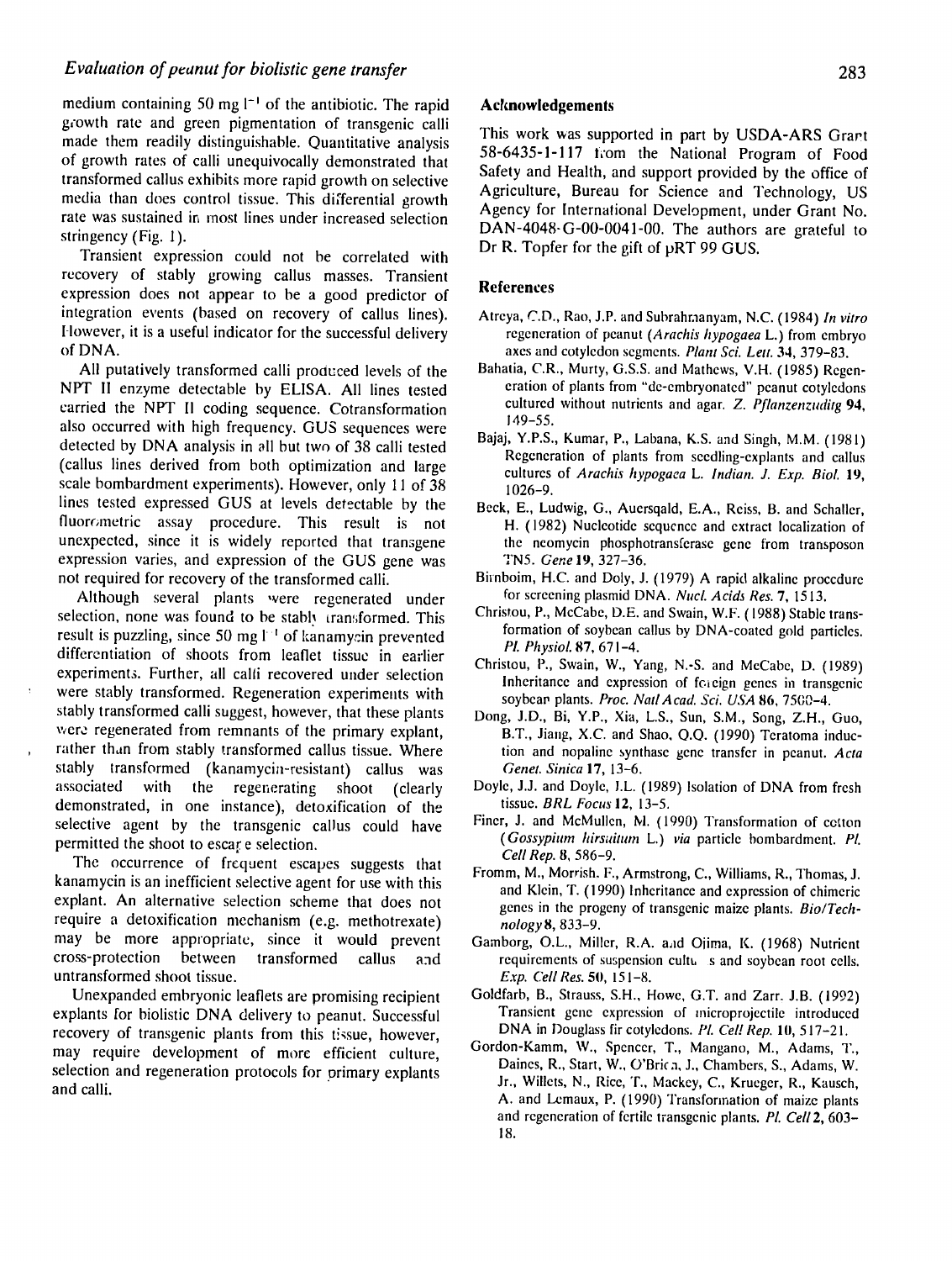medium containing 50 mg $l^{-1}$ of the antibiotic. The rapid growth rate and green pigmentation of transgenic calli made them readily distinguishable. Quantitative analysis of growth rates of calli unequivocally demonstrated that transformed callus exhibits more rapid growth on selective media than does control tissue. This differential growth rate was sustained in most lines under increased selection stringency (Fig. 1).

Transient expression could not be correlated with recovery of stably growing callus masses. Transient expression does not appear to be a good predictor of integration events (based on recovery of callus lines). However, it is a useful indicator for the successful delivery of DNA.

All putatively transformed calli produced levels of the NPT II enzyme detectable by ELISA. All lines tested carried the NPT II coding sequence. Cotransformation also occurred with high frequency. GUS sequences were detected by DNA analysis in all but two of 38 calli tested (callus lines derived from both optimization and large scale bombardment experiments). However, only 11 of 38 lines tested expressed GUS at levels detectable by the fluorometric assay procedure. This result is not unexpected, since it is widely reported that transgene expression varies, and expression of the GUS gene was not required for recovery of the transformed calli.

Although several plants were regenerated under selection, none was found to be stably transformed. This result is puzzling, since 50 mg $l^{-1}$ of kanamycin prevented differentiation of shoots from leaflet tissue in earlier experiments. Further, all calli recovered under selection were stably transformed. Regeneration experiments with stably transformed calli suggest, however, that these plants were regenerated from remnants of the primary explant, rather than from stably transformed callus tissue. Where stably transformed (kanamycin-resistant) callus was associated with the regenerating shoot (clearly demonstrated, in one instance), detoxification of the selective agent by the transgenic callus could have permitted the shoot to escape selection.

The occurrence of frequent escapes suggests that kanamycin is an inefficient selective agent for use with this explant. An alternative selection scheme that does not require a detoxification mechanism (e.g. methotrexate) may be more appropriate, since it would prevent cross-protection between transformed callus and untransformed shoot tissue.

Unexpanded embryonic leaflets are promising recipient explants for biolistic DNA delivery to peanut. Successful recovery of transgenic plants from this tissue, however, may require development of more efficient culture, selection and regeneration protocols for primary explants and calli.

## Acknowledgements

This work was supported in part by USDA-ARS Grant 58-6435-1-117 from the National Program of Food Safety and Health, and support provided by the office of Agriculture, Bureau for Science and Technology, US Agency for International Development, under Grant No. DAN-4048-G-00-0041-00. The authors are grateful to Dr R. Topfer for the gift of pRT 99 GUS.

## References

Atreya, C.D., Rao, J.P. and Subrahmanyam, N.C. (1984) *In vitro* regeneration of peanut (*Arachis hypogaea* L.) from embryo axes and cotyledon segments. *Plant Sci. Lett.* **34**, 379–83.

Bahatia, C.R., Murty, G.S.S. and Mathews, V.H. (1985) Regeneration of plants from "de-embryonated" peanut cotyledons cultured without nutrients and agar. *Z. Pflanzenzudtg* **94**, 149–55.

Bajaj, Y.P.S., Kumar, P., Labana, K.S. and Singh, M.M. (1981) Regeneration of plants from seedling-explants and callus cultures of *Arachis hypogaea* L. *Indian. J. Exp. Biol.* **19**, 1026–9.

Beck, E., Ludwig, G., Auersqald, E.A., Reiss, B. and Schaller, H. (1982) Nucleotide sequence and extract localization of the neomycin phosphotransferase gene from transposon TN5. *Gene* **19**, 327–36.

Birnboim, H.C. and Doly, J. (1979) A rapid alkaline procedure for screening plasmid DNA. *Nucl. Acids Res.* **7**, 1513.

Christou, P., McCabe, D.E. and Swain, W.F. (1988) Stable transformation of soybean callus by DNA-coated gold particles. *Pl. Physiol.* **87**, 671–4.

Christou, P., Swain, W., Yang, N.-S. and McCabe, D. (1989) Inheritance and expression of foreign genes in transgenic soybean plants. *Proc. Natl Acad. Sci. USA* **86**, 7500–4.

Dong, J.D., Bi, Y.P., Xia, L.S., Sun, S.M., Song, Z.H., Guo, B.T., Jiang, X.C. and Shao, Q.Q. (1990) Teratoma induction and nopaline synthase gene transfer in peanut. *Acta Genet. Sinica* **17**, 13–6.

Doyle, J.J. and Doyle, J.L. (1989) Isolation of DNA from fresh tissue. *BRL Focus* **12**, 13–5.

Finer, J. and McMullen, M. (1990) Transformation of cotton (*Gossypium hirsutum* L.) *via* particle bombardment. *Pl. Cell Rep.* **8**, 586–9.

Fromm, M., Morrish, F., Armstrong, C., Williams, R., Thomas, J. and Klein, T. (1990) Inheritance and expression of chimeric genes in the progeny of transgenic maize plants. *Bio/Technology* **8**, 833–9.

Gamborg, O.L., Miller, R.A. and Ojima, K. (1968) Nutrient requirements of suspension cultures and soybean root cells. *Exp. Cell Res.* **50**, 151–8.

Goldfarb, B., Strauss, S.H., Howe, G.T. and Zarr, J.B. (1992) Transient gene expression of microprojectile introduced DNA in Douglass fir cotyledons. *Pl. Cell Rep.* **10**, 517–21.

Gordon-Kamm, W., Spencer, T., Mangano, M., Adams, T., Daines, R., Start, W., O'Brien, J., Chambers, S., Adams, W. Jr., Willets, N., Rice, T., Mackey, C., Krueger, R., Kausch, A. and Lemaux, P. (1990) Transformation of maize plants and regeneration of fertile transgenic plants. *Pl. Cell* **2**, 603–18.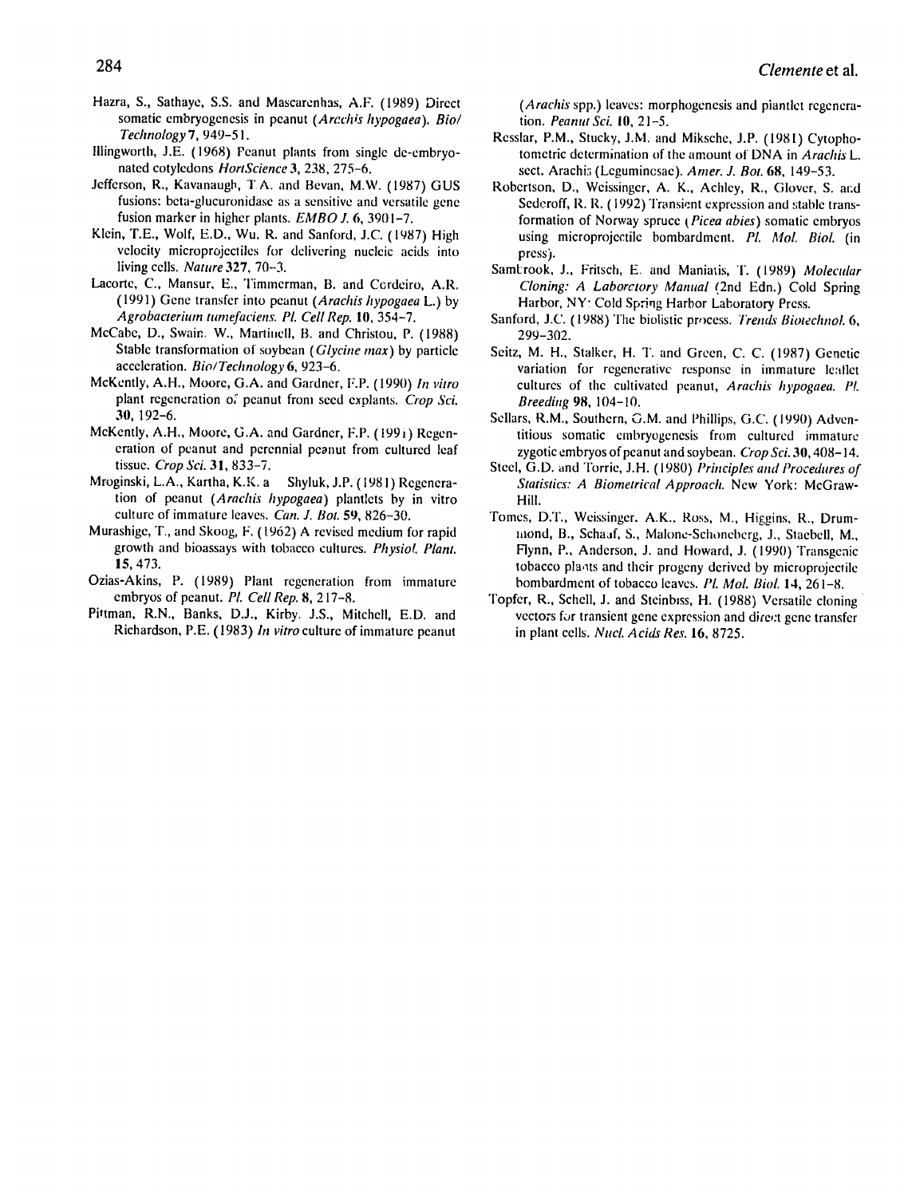Hazra, S., Sathaye, S.S. and Mascarenhas, A.F. (1989) Direct somatic embryogenesis in peanut (*Arachis hypogaea*). *Bio/Technology* **7**, 949–51.

Illingworth, J.E. (1968) Peanut plants from single de-embryonated cotyledons *HortScience* **3**, 238, 275–6.

Jefferson, R., Kavanaugh, T.A. and Bevan, M.W. (1987) GUS fusions: beta-glucuronidase as a sensitive and versatile gene fusion marker in higher plants. *EMBO J.* **6**, 3901–7.

Klein, T.E., Wolf, E.D., Wu, R. and Sanford, J.C. (1987) High velocity microprojectiles for delivering nucleic acids into living cells. *Nature* **327**, 70–3.

Lacorte, C., Mansur, E., Timmerman, B. and Cordeiro, A.R. (1991) Gene transfer into peanut (*Arachis hypogaea* L.) by *Agrobacterium tumefaciens*. *Pl. Cell Rep.* **10**, 354–7.

McCabe, D., Swain, W., Martinell, B. and Christou, P. (1988) Stable transformation of soybean (*Glycine max*) by particle acceleration. *Bio/Technology* **6**, 923–6.

McKently, A.H., Moore, G.A. and Gardner, F.P. (1990) *In vitro* plant regeneration of peanut from seed explants. *Crop Sci.* **30**, 192–6.

McKently, A.H., Moore, G.A. and Gardner, F.P. (1991) Regeneration of peanut and perennial peanut from cultured leaf tissue. *Crop Sci.* **31**, 833–7.

Mroginski, L.A., Kartha, K.K. a Shyluk, J.P. (1981) Regeneration of peanut (*Arachis hypogaea*) plantlets by in vitro culture of immature leaves. *Can. J. Bot.* **59**, 826–30.

Murashige, T., and Skoog, F. (1962) A revised medium for rapid growth and bioassays with tobacco cultures. *Physiol. Plant.* **15**, 473.

Ozias-Akins, P. (1989) Plant regeneration from immature embryos of peanut. *Pl. Cell Rep.* **8**, 217–8.

Pittman, R.N., Banks, D.J., Kirby, J.S., Mitchell, E.D. and Richardson, P.E. (1983) *In vitro* culture of immature peanut (*Arachis* spp.) leaves: morphogenesis and plantlet regeneration. *Peanut Sci.* **10**, 21–5.

Resslar, P.M., Stucky, J.M. and Miksche, J.P. (1981) Cytophotometric determination of the amount of DNA in *Arachis* L. sect. Arachis (Leguminosae). *Amer. J. Bot.* **68**, 149–53.

Robertson, D., Weissinger, A. K., Achley, R., Glover, S. and Sederoff, R. R. (1992) Transient expression and stable transformation of Norway spruce (*Picea abies*) somatic embryos using microprojectile bombardment. *Pl. Mol. Biol.* (in press).

Sambrook, J., Fritsch, E. and Maniatis, T. (1989) *Molecular Cloning: A Laboratory Manual* (2nd Edn.) Cold Spring Harbor, NY: Cold Spring Harbor Laboratory Press.

Sanford, J.C. (1988) The biolistic process. *Trends Biotechnol.* **6**, 299–302.

Seitz, M. H., Stalker, H. T. and Green, C. C. (1987) Genetic variation for regenerative response in immature leaflet cultures of the cultivated peanut, *Arachis hypogaea*. *Pl. Breeding* **98**, 104–10.

Sellars, R.M., Southern, G.M. and Phillips, G.C. (1990) Adventitious somatic embryogenesis from cultured immature zygotic embryos of peanut and soybean. *Crop Sci.* **30**, 408–14.

Steel, G.D. and Torrie, J.H. (1980) *Principles and Procedures of Statistics: A Biometrical Approach*. New York: McGraw-Hill.

Tomes, D.T., Weissinger, A.K., Ross, M., Higgins, R., Drummond, B., Schaaf, S., Malone-Schoneberg, J., Staebell, M., Flynn, P., Anderson, J. and Howard, J. (1990) Transgenic tobacco plants and their progeny derived by microprojectile bombardment of tobacco leaves. *Pl. Mol. Biol.* **14**, 261–8.

Topfer, R., Schell, J. and Steinbiss, H. (1988) Versatile cloning vectors for transient gene expression and direct gene transfer in plant cells. *Nucl. Acids Res.* **16**, 8725.